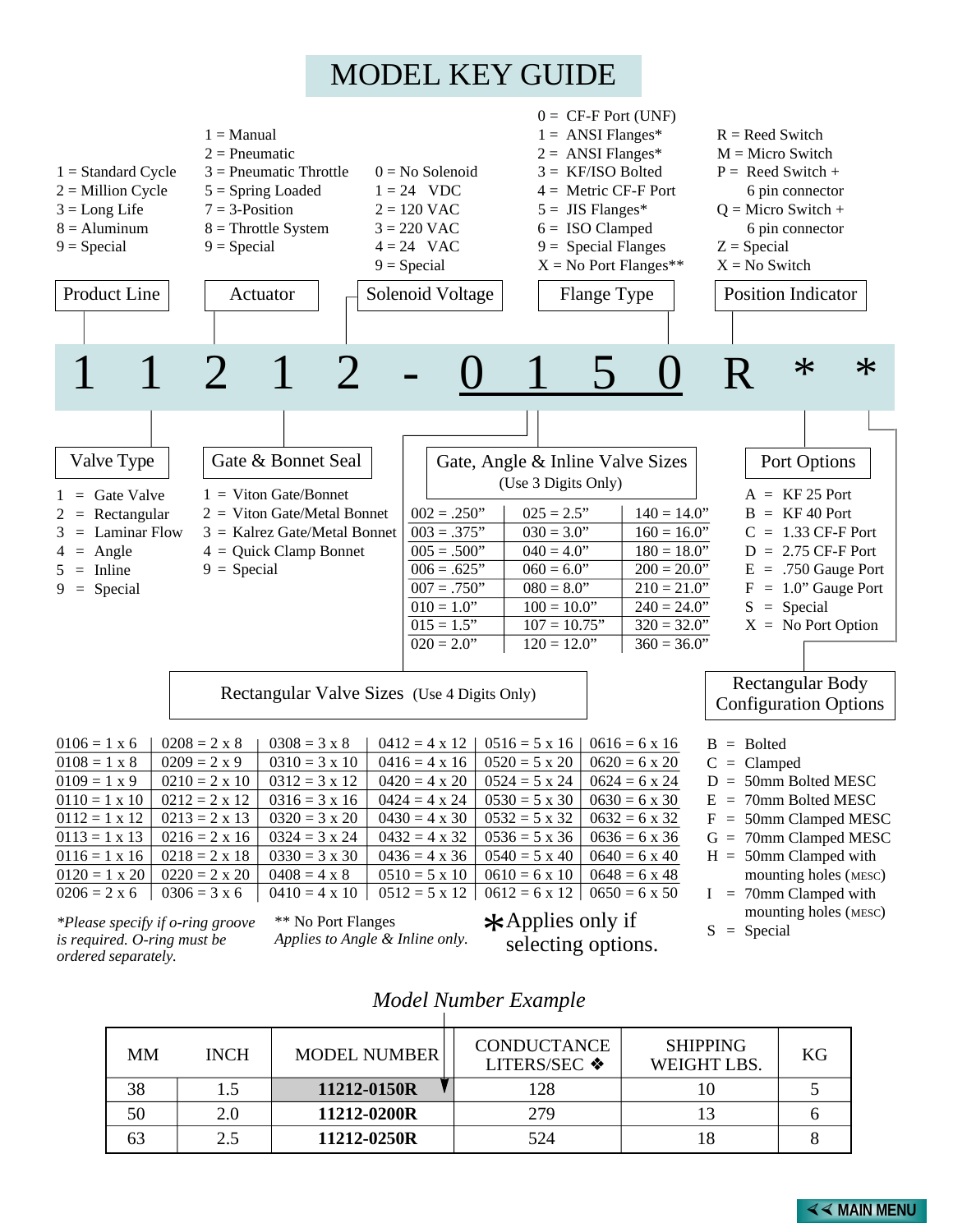# MODEL KEY GUIDE

**Product Line**
- 1 = Standard Cycle
- 2 = Million Cycle
- 3 = Long Life
- 8 = Aluminum
- 9 = Special

**Actuator**
- 1 = Manual
- 2 = Pneumatic
- 3 = Pneumatic Throttle
- 5 = Spring Loaded
- 7 = 3-Position
- 8 = Throttle System
- 9 = Special

**Solenoid Voltage**
- 0 = No Solenoid
- 1 = 24 VDC
- 2 = 120 VAC
- 3 = 220 VAC
- 4 = 24 VAC
- 9 = Special

**Flange Type**
- 0 = CF-F Port (UNF)
- 1 = ANSI Flanges*
- 2 = ANSI Flanges*
- 3 = KF/ISO Bolted
- 4 = Metric CF-F Port
- 5 = JIS Flanges*
- 6 = ISO Clamped
- 9 = Special Flanges
- X = No Port Flanges**

**Position Indicator**
- R = Reed Switch
- M = Micro Switch
- P = Reed Switch + 6 pin connector
- Q = Micro Switch + 6 pin connector
- Z = Special
- X = No Switch

## 1 1 2 1 2 - 0 1 5 0 R * *

**Valve Type**
- 1 = Gate Valve
- 2 = Rectangular
- 3 = Laminar Flow
- 4 = Angle
- 5 = Inline
- 9 = Special

**Gate & Bonnet Seal**
- 1 = Viton Gate/Bonnet
- 2 = Viton Gate/Metal Bonnet
- 3 = Kalrez Gate/Metal Bonnet
- 4 = Quick Clamp Bonnet
- 9 = Special

**Gate, Angle & Inline Valve Sizes** (Use 3 Digits Only)

| | | |
|---|---|---|
| 002 = .250" | 025 = 2.5" | 140 = 14.0" |
| 003 = .375" | 030 = 3.0" | 160 = 16.0" |
| 005 = .500" | 040 = 4.0" | 180 = 18.0" |
| 006 = .625" | 060 = 6.0" | 200 = 20.0" |
| 007 = .750" | 080 = 8.0" | 210 = 21.0" |
| 010 = 1.0" | 100 = 10.0" | 240 = 24.0" |
| 015 = 1.5" | 107 = 10.75" | 320 = 32.0" |
| 020 = 2.0" | 120 = 12.0" | 360 = 36.0" |

**Port Options**
- A = KF 25 Port
- B = KF 40 Port
- C = 1.33 CF-F Port
- D = 2.75 CF-F Port
- E = .750 Gauge Port
- F = 1.0" Gauge Port
- S = Special
- X = No Port Option

**Rectangular Valve Sizes** (Use 4 Digits Only)

| | | | | | |
|---|---|---|---|---|---|
| 0106 = 1 x 6 | 0208 = 2 x 8 | 0308 = 3 x 8 | 0412 = 4 x 12 | 0516 = 5 x 16 | 0616 = 6 x 16 |
| 0108 = 1 x 8 | 0209 = 2 x 9 | 0310 = 3 x 10 | 0416 = 4 x 16 | 0520 = 5 x 20 | 0620 = 6 x 20 |
| 0109 = 1 x 9 | 0210 = 2 x 10 | 0312 = 3 x 12 | 0420 = 4 x 20 | 0524 = 5 x 24 | 0624 = 6 x 24 |
| 0110 = 1 x 10 | 0212 = 2 x 12 | 0316 = 3 x 16 | 0424 = 4 x 24 | 0530 = 5 x 30 | 0630 = 6 x 30 |
| 0112 = 1 x 12 | 0213 = 2 x 13 | 0320 = 3 x 20 | 0430 = 4 x 30 | 0532 = 5 x 32 | 0632 = 6 x 32 |
| 0113 = 1 x 13 | 0216 = 2 x 16 | 0324 = 3 x 24 | 0432 = 4 x 32 | 0536 = 5 x 36 | 0636 = 6 x 36 |
| 0116 = 1 x 16 | 0218 = 2 x 18 | 0330 = 3 x 30 | 0436 = 4 x 36 | 0540 = 5 x 40 | 0640 = 6 x 40 |
| 0120 = 1 x 20 | 0220 = 2 x 20 | 0408 = 4 x 8 | 0510 = 5 x 10 | 0610 = 6 x 10 | 0648 = 6 x 48 |
| 0206 = 2 x 6 | 0306 = 3 x 6 | 0410 = 4 x 10 | 0512 = 5 x 12 | 0612 = 6 x 12 | 0650 = 6 x 50 |

**Rectangular Body Configuration Options**
- B = Bolted
- C = Clamped
- D = 50mm Bolted MESC
- E = 70mm Bolted MESC
- F = 50mm Clamped MESC
- G = 70mm Clamped MESC
- H = 50mm Clamped with mounting holes (MESC)
- I = 70mm Clamped with mounting holes (MESC)
- S = Special

*\*Please specify if o-ring groove is required. O-ring must be ordered separately.*

\*\* No Port Flanges
*Applies to Angle & Inline only.*

\* Applies only if selecting options.

*Model Number Example*

| MM | INCH | MODEL NUMBER | CONDUCTANCE LITERS/SEC ❖ | SHIPPING WEIGHT LBS. | KG |
|---|---|---|---|---|---|
| 38 | 1.5 | **11212-0150R** | 128 | 10 | 5 |
| 50 | 2.0 | **11212-0200R** | 279 | 13 | 6 |
| 63 | 2.5 | **11212-0250R** | 524 | 18 | 8 |

<< MAIN MENU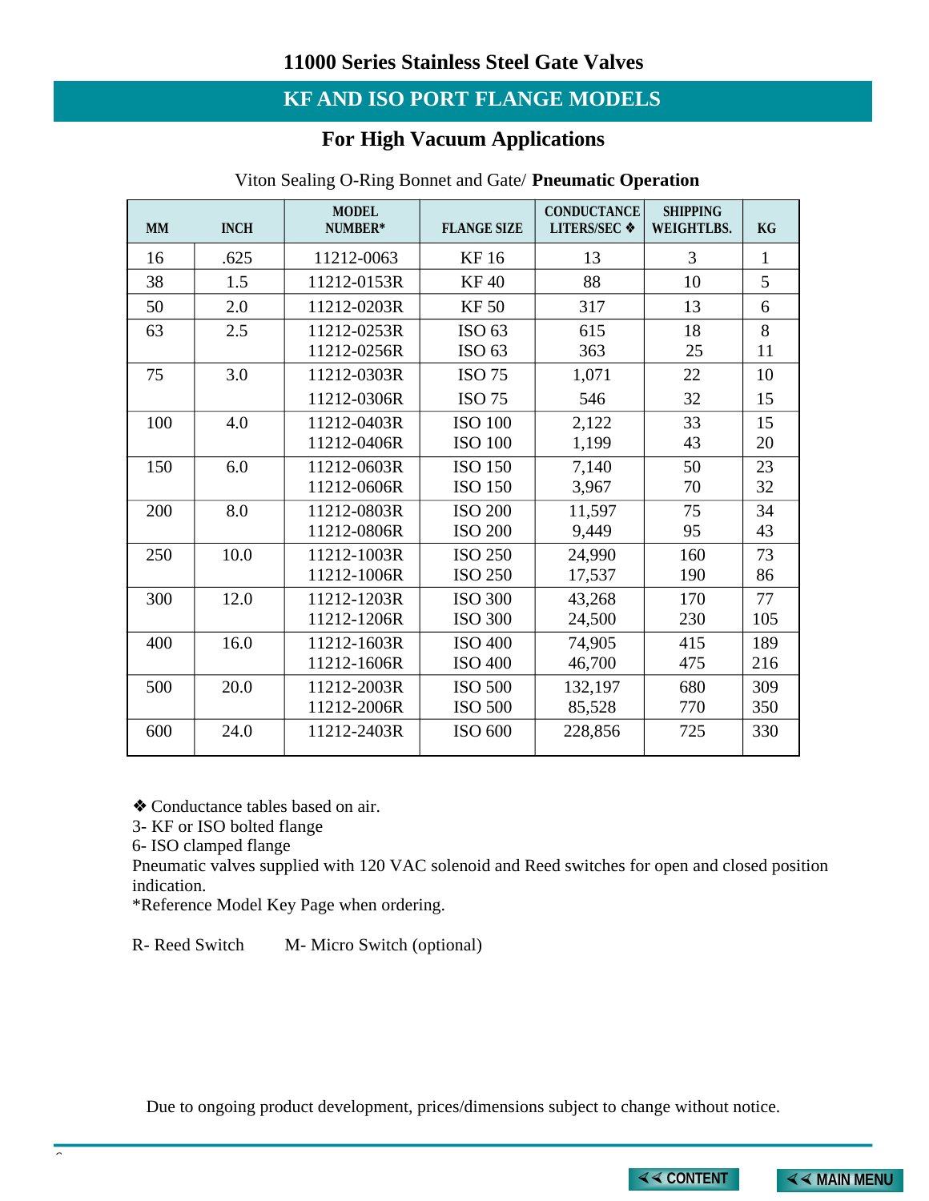## 11000 Series Stainless Steel Gate Valves

# KF AND ISO PORT FLANGE MODELS

### For High Vacuum Applications

Viton Sealing O-Ring Bonnet and Gate/ **Pneumatic Operation**

| MM | INCH | MODEL NUMBER* | FLANGE SIZE | CONDUCTANCE LITERS/SEC ❖ | SHIPPING WEIGHTLBS. | KG |
|---|---|---|---|---|---|---|
| 16 | .625 | 11212-0063 | KF 16 | 13 | 3 | 1 |
| 38 | 1.5 | 11212-0153R | KF 40 | 88 | 10 | 5 |
| 50 | 2.0 | 11212-0203R | KF 50 | 317 | 13 | 6 |
| 63 | 2.5 | 11212-0253R | ISO 63 | 615 | 18 | 8 |
| | | 11212-0256R | ISO 63 | 363 | 25 | 11 |
| 75 | 3.0 | 11212-0303R | ISO 75 | 1,071 | 22 | 10 |
| | | 11212-0306R | ISO 75 | 546 | 32 | 15 |
| 100 | 4.0 | 11212-0403R | ISO 100 | 2,122 | 33 | 15 |
| | | 11212-0406R | ISO 100 | 1,199 | 43 | 20 |
| 150 | 6.0 | 11212-0603R | ISO 150 | 7,140 | 50 | 23 |
| | | 11212-0606R | ISO 150 | 3,967 | 70 | 32 |
| 200 | 8.0 | 11212-0803R | ISO 200 | 11,597 | 75 | 34 |
| | | 11212-0806R | ISO 200 | 9,449 | 95 | 43 |
| 250 | 10.0 | 11212-1003R | ISO 250 | 24,990 | 160 | 73 |
| | | 11212-1006R | ISO 250 | 17,537 | 190 | 86 |
| 300 | 12.0 | 11212-1203R | ISO 300 | 43,268 | 170 | 77 |
| | | 11212-1206R | ISO 300 | 24,500 | 230 | 105 |
| 400 | 16.0 | 11212-1603R | ISO 400 | 74,905 | 415 | 189 |
| | | 11212-1606R | ISO 400 | 46,700 | 475 | 216 |
| 500 | 20.0 | 11212-2003R | ISO 500 | 132,197 | 680 | 309 |
| | | 11212-2006R | ISO 500 | 85,528 | 770 | 350 |
| 600 | 24.0 | 11212-2403R | ISO 600 | 228,856 | 725 | 330 |

❖ Conductance tables based on air.
3- KF or ISO bolted flange
6- ISO clamped flange
Pneumatic valves supplied with 120 VAC solenoid and Reed switches for open and closed position indication.
*Reference Model Key Page when ordering.

R- Reed Switch M- Micro Switch (optional)

Due to ongoing product development, prices/dimensions subject to change without notice.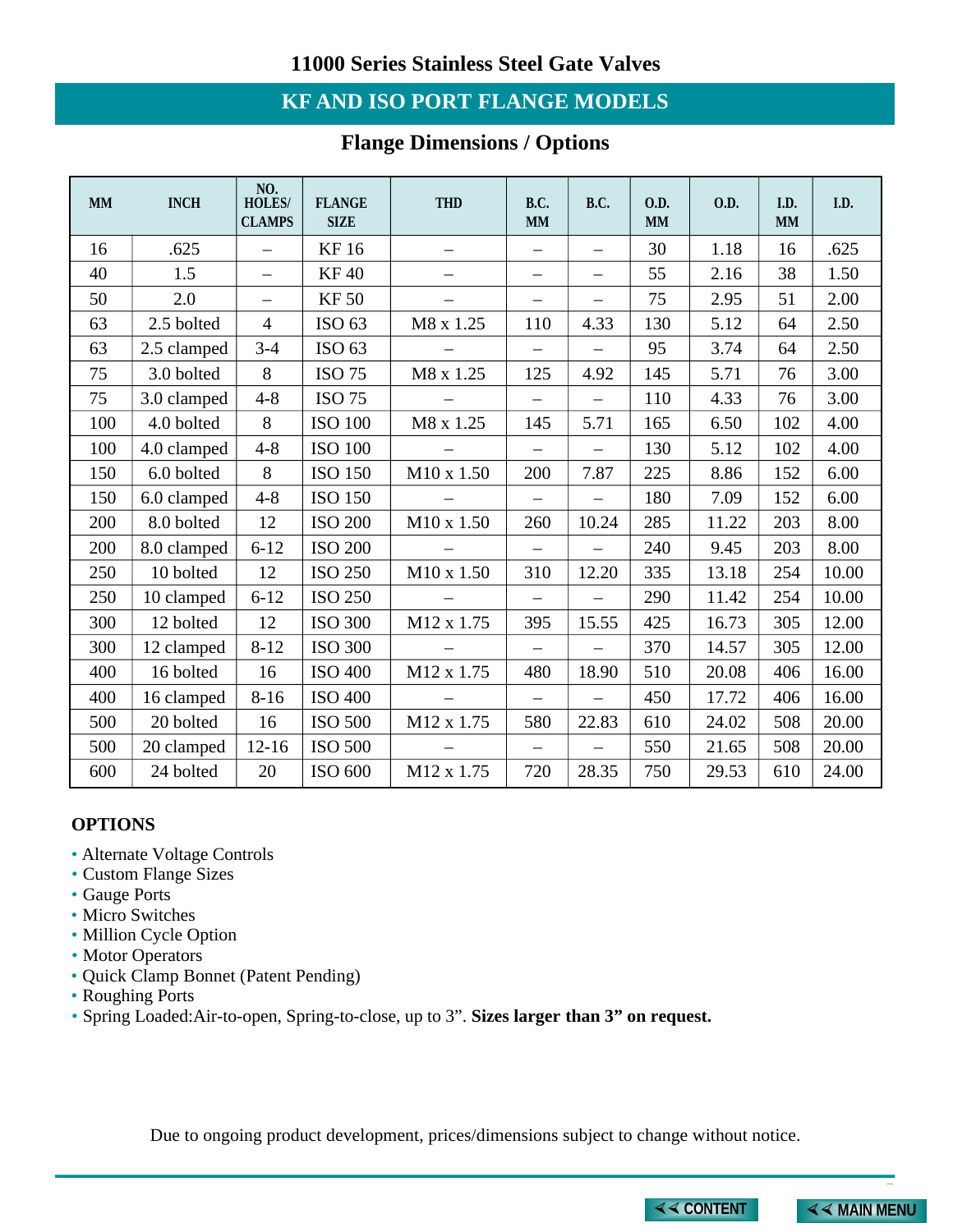# 11000 Series Stainless Steel Gate Valves

## KF AND ISO PORT FLANGE MODELS

### Flange Dimensions / Options

| MM | INCH | NO. HOLES/ CLAMPS | FLANGE SIZE | THD | B.C. MM | B.C. | O.D. MM | O.D. | I.D. MM | I.D. |
|---|---|---|---|---|---|---|---|---|---|---|
| 16 | .625 | – | KF 16 | – | – | – | 30 | 1.18 | 16 | .625 |
| 40 | 1.5 | – | KF 40 | – | – | – | 55 | 2.16 | 38 | 1.50 |
| 50 | 2.0 | – | KF 50 | – | – | – | 75 | 2.95 | 51 | 2.00 |
| 63 | 2.5 bolted | 4 | ISO 63 | M8 x 1.25 | 110 | 4.33 | 130 | 5.12 | 64 | 2.50 |
| 63 | 2.5 clamped | 3-4 | ISO 63 | – | – | – | 95 | 3.74 | 64 | 2.50 |
| 75 | 3.0 bolted | 8 | ISO 75 | M8 x 1.25 | 125 | 4.92 | 145 | 5.71 | 76 | 3.00 |
| 75 | 3.0 clamped | 4-8 | ISO 75 | – | – | – | 110 | 4.33 | 76 | 3.00 |
| 100 | 4.0 bolted | 8 | ISO 100 | M8 x 1.25 | 145 | 5.71 | 165 | 6.50 | 102 | 4.00 |
| 100 | 4.0 clamped | 4-8 | ISO 100 | – | – | – | 130 | 5.12 | 102 | 4.00 |
| 150 | 6.0 bolted | 8 | ISO 150 | M10 x 1.50 | 200 | 7.87 | 225 | 8.86 | 152 | 6.00 |
| 150 | 6.0 clamped | 4-8 | ISO 150 | – | – | – | 180 | 7.09 | 152 | 6.00 |
| 200 | 8.0 bolted | 12 | ISO 200 | M10 x 1.50 | 260 | 10.24 | 285 | 11.22 | 203 | 8.00 |
| 200 | 8.0 clamped | 6-12 | ISO 200 | – | – | – | 240 | 9.45 | 203 | 8.00 |
| 250 | 10 bolted | 12 | ISO 250 | M10 x 1.50 | 310 | 12.20 | 335 | 13.18 | 254 | 10.00 |
| 250 | 10 clamped | 6-12 | ISO 250 | – | – | – | 290 | 11.42 | 254 | 10.00 |
| 300 | 12 bolted | 12 | ISO 300 | M12 x 1.75 | 395 | 15.55 | 425 | 16.73 | 305 | 12.00 |
| 300 | 12 clamped | 8-12 | ISO 300 | – | – | – | 370 | 14.57 | 305 | 12.00 |
| 400 | 16 bolted | 16 | ISO 400 | M12 x 1.75 | 480 | 18.90 | 510 | 20.08 | 406 | 16.00 |
| 400 | 16 clamped | 8-16 | ISO 400 | – | – | – | 450 | 17.72 | 406 | 16.00 |
| 500 | 20 bolted | 16 | ISO 500 | M12 x 1.75 | 580 | 22.83 | 610 | 24.02 | 508 | 20.00 |
| 500 | 20 clamped | 12-16 | ISO 500 | – | – | – | 550 | 21.65 | 508 | 20.00 |
| 600 | 24 bolted | 20 | ISO 600 | M12 x 1.75 | 720 | 28.35 | 750 | 29.53 | 610 | 24.00 |

**OPTIONS**

- Alternate Voltage Controls
- Custom Flange Sizes
- Gauge Ports
- Micro Switches
- Million Cycle Option
- Motor Operators
- Quick Clamp Bonnet (Patent Pending)
- Roughing Ports
- Spring Loaded:Air-to-open, Spring-to-close, up to 3”. **Sizes larger than 3” on request.**

Due to ongoing product development, prices/dimensions subject to change without notice.

<< CONTENT

<< MAIN MENU